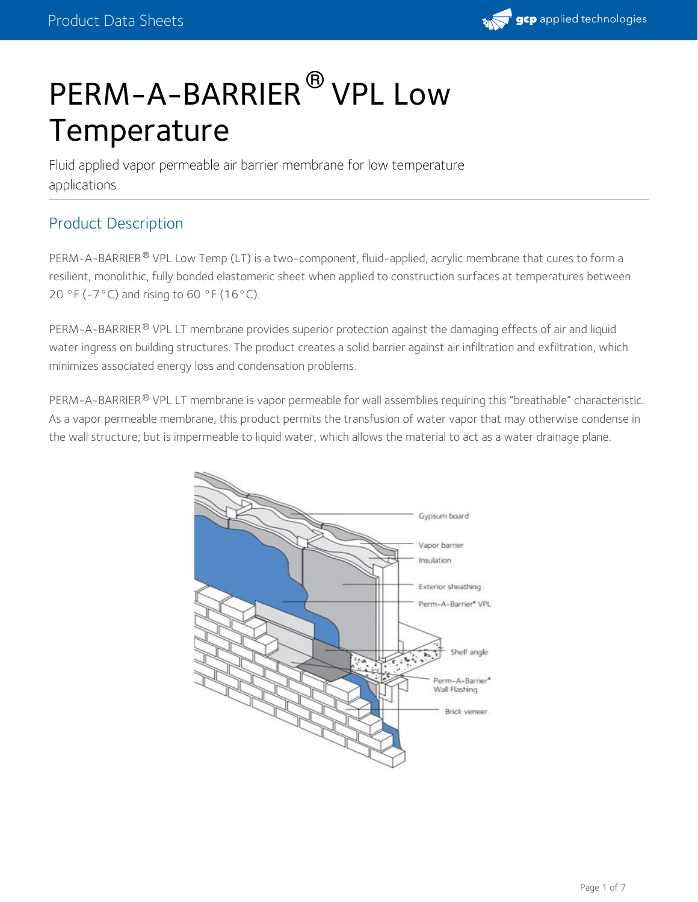# PERM-A-BARRIER® VPL Low Temperature

Fluid applied vapor permeable air barrier membrane for low temperature applications

## Product Description

PERM-A-BARRIER® VPL Low Temp (LT) is a two-component, fluid-applied, acrylic membrane that cures to form a resilient, monolithic, fully bonded elastomeric sheet when applied to construction surfaces at temperatures between 20 °F (-7°C) and rising to 60 °F (16°C).

PERM-A-BARRIER® VPL LT membrane provides superior protection against the damaging effects of air and liquid water ingress on building structures. The product creates a solid barrier against air infiltration and exfiltration, which minimizes associated energy loss and condensation problems.

PERM-A-BARRIER® VPL LT membrane is vapor permeable for wall assemblies requiring this "breathable" characteristic. As a vapor permeable membrane, this product permits the transfusion of water vapor that may otherwise condense in the wall structure; but is impermeable to liquid water, which allows the material to act as a water drainage plane.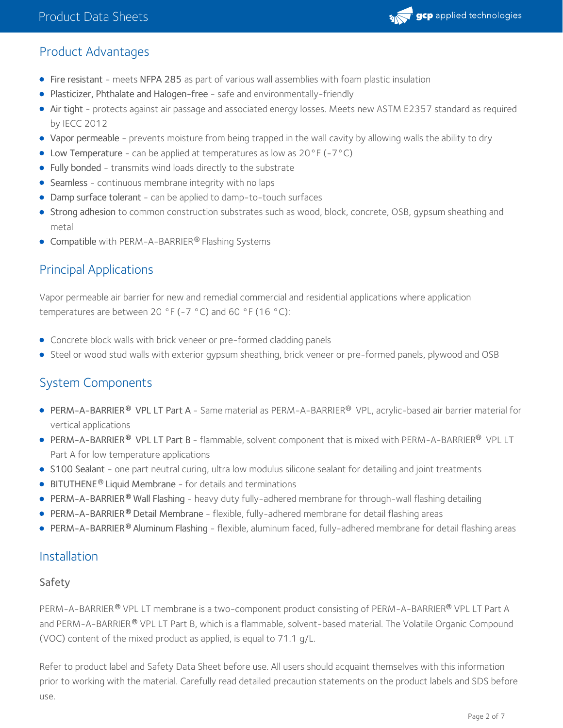## Product Advantages

- **Fire resistant** - meets **NFPA 285** as part of various wall assemblies with foam plastic insulation
- **Plasticizer, Phthalate and Halogen-free** - safe and environmentally-friendly
- **Air tight** - protects against air passage and associated energy losses. Meets new ASTM E2357 standard as required by IECC 2012
- **Vapor permeable** - prevents moisture from being trapped in the wall cavity by allowing walls the ability to dry
- **Low Temperature** - can be applied at temperatures as low as 20°F (-7°C)
- **Fully bonded** - transmits wind loads directly to the substrate
- **Seamless** - continuous membrane integrity with no laps
- **Damp surface tolerant** - can be applied to damp-to-touch surfaces
- **Strong adhesion** to common construction substrates such as wood, block, concrete, OSB, gypsum sheathing and metal
- **Compatible** with PERM-A-BARRIER® Flashing Systems

## Principal Applications

Vapor permeable air barrier for new and remedial commercial and residential applications where application temperatures are between 20 °F (-7 °C) and 60 °F (16 °C):

- Concrete block walls with brick veneer or pre-formed cladding panels
- Steel or wood stud walls with exterior gypsum sheathing, brick veneer or pre-formed panels, plywood and OSB

## System Components

- **PERM-A-BARRIER® VPL LT Part A** - Same material as PERM-A-BARRIER® VPL, acrylic-based air barrier material for vertical applications
- **PERM-A-BARRIER® VPL LT Part B** - flammable, solvent component that is mixed with PERM-A-BARRIER® VPL LT Part A for low temperature applications
- **S100 Sealant** - one part neutral curing, ultra low modulus silicone sealant for detailing and joint treatments
- **BITUTHENE® Liquid Membrane** - for details and terminations
- **PERM-A-BARRIER® Wall Flashing** - heavy duty fully-adhered membrane for through-wall flashing detailing
- **PERM-A-BARRIER® Detail Membrane** - flexible, fully-adhered membrane for detail flashing areas
- **PERM-A-BARRIER® Aluminum Flashing** - flexible, aluminum faced, fully-adhered membrane for detail flashing areas

## Installation

### Safety

PERM-A-BARRIER® VPL LT membrane is a two-component product consisting of PERM-A-BARRIER® VPL LT Part A and PERM-A-BARRIER® VPL LT Part B, which is a flammable, solvent-based material. The Volatile Organic Compound (VOC) content of the mixed product as applied, is equal to 71.1 g/L.

Refer to product label and Safety Data Sheet before use. All users should acquaint themselves with this information prior to working with the material. Carefully read detailed precaution statements on the product labels and SDS before use.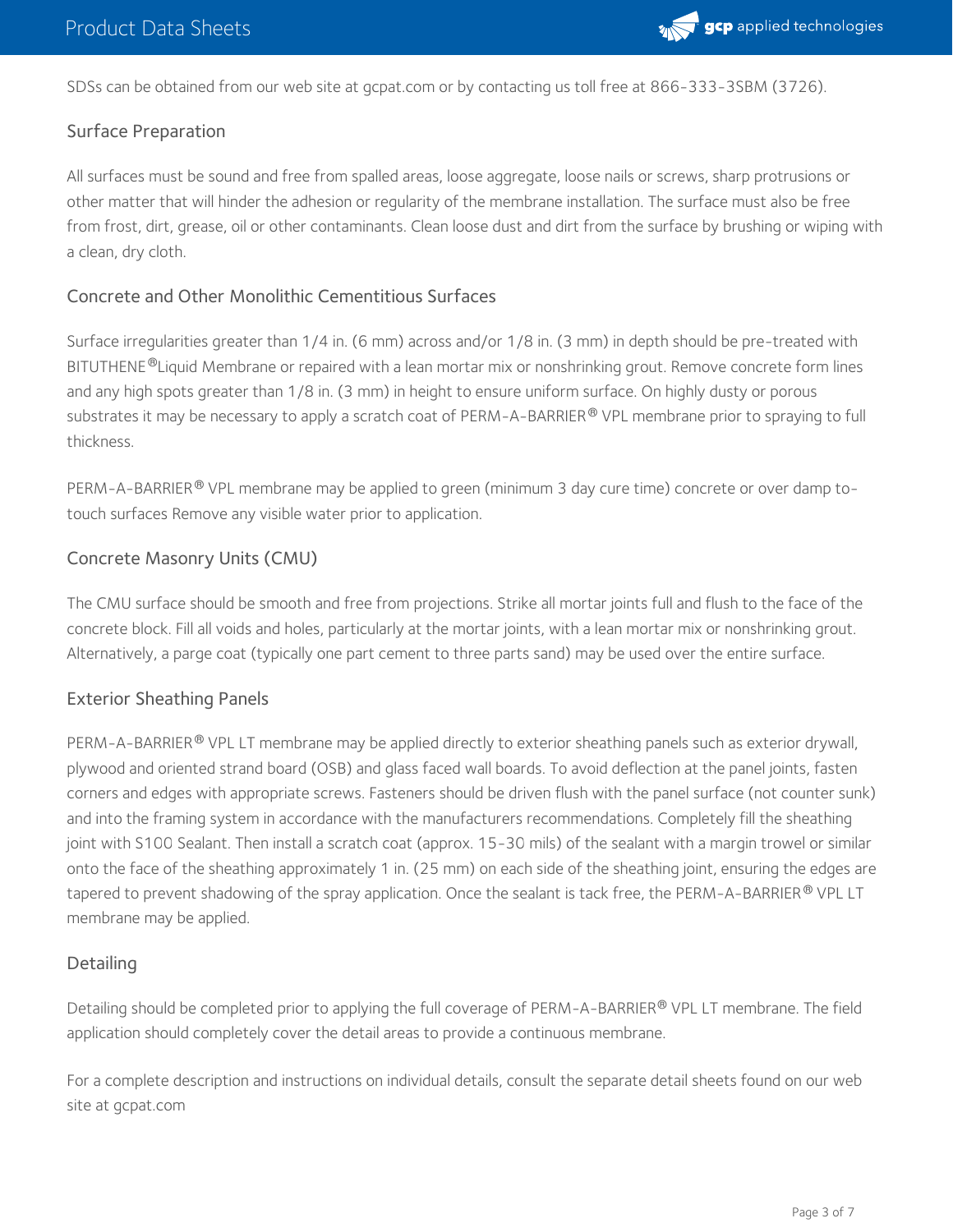SDSs can be obtained from our web site at gcpat.com or by contacting us toll free at 866-333-3SBM (3726).

## Surface Preparation

All surfaces must be sound and free from spalled areas, loose aggregate, loose nails or screws, sharp protrusions or other matter that will hinder the adhesion or regularity of the membrane installation. The surface must also be free from frost, dirt, grease, oil or other contaminants. Clean loose dust and dirt from the surface by brushing or wiping with a clean, dry cloth.

## Concrete and Other Monolithic Cementitious Surfaces

Surface irregularities greater than 1/4 in. (6 mm) across and/or 1/8 in. (3 mm) in depth should be pre-treated with BITUTHENE® Liquid Membrane or repaired with a lean mortar mix or nonshrinking grout. Remove concrete form lines and any high spots greater than 1/8 in. (3 mm) in height to ensure uniform surface. On highly dusty or porous substrates it may be necessary to apply a scratch coat of PERM-A-BARRIER® VPL membrane prior to spraying to full thickness.

PERM-A-BARRIER® VPL membrane may be applied to green (minimum 3 day cure time) concrete or over damp to-touch surfaces Remove any visible water prior to application.

## Concrete Masonry Units (CMU)

The CMU surface should be smooth and free from projections. Strike all mortar joints full and flush to the face of the concrete block. Fill all voids and holes, particularly at the mortar joints, with a lean mortar mix or nonshrinking grout. Alternatively, a parge coat (typically one part cement to three parts sand) may be used over the entire surface.

## Exterior Sheathing Panels

PERM-A-BARRIER® VPL LT membrane may be applied directly to exterior sheathing panels such as exterior drywall, plywood and oriented strand board (OSB) and glass faced wall boards. To avoid deflection at the panel joints, fasten corners and edges with appropriate screws. Fasteners should be driven flush with the panel surface (not counter sunk) and into the framing system in accordance with the manufacturers recommendations. Completely fill the sheathing joint with S100 Sealant. Then install a scratch coat (approx. 15-30 mils) of the sealant with a margin trowel or similar onto the face of the sheathing approximately 1 in. (25 mm) on each side of the sheathing joint, ensuring the edges are tapered to prevent shadowing of the spray application. Once the sealant is tack free, the PERM-A-BARRIER® VPL LT membrane may be applied.

## Detailing

Detailing should be completed prior to applying the full coverage of PERM-A-BARRIER® VPL LT membrane. The field application should completely cover the detail areas to provide a continuous membrane.

For a complete description and instructions on individual details, consult the separate detail sheets found on our web site at gcpat.com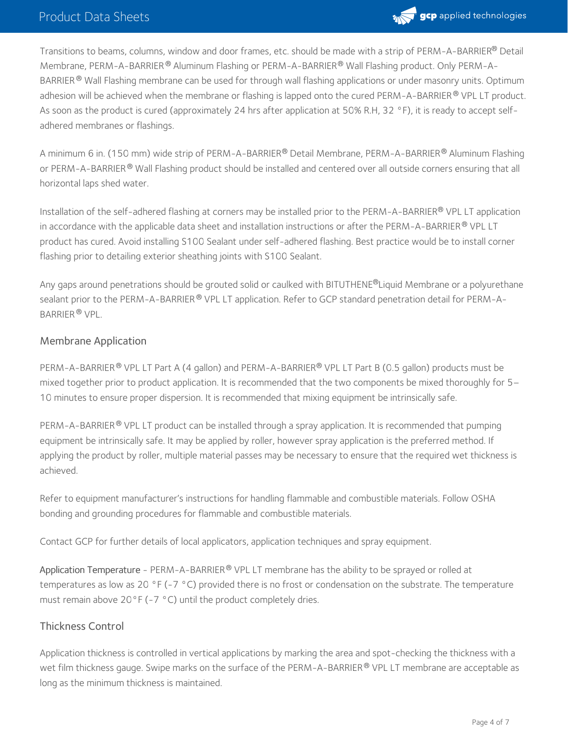Transitions to beams, columns, window and door frames, etc. should be made with a strip of PERM-A-BARRIER® Detail Membrane, PERM-A-BARRIER® Aluminum Flashing or PERM-A-BARRIER® Wall Flashing product. Only PERM-A-BARRIER® Wall Flashing membrane can be used for through wall flashing applications or under masonry units. Optimum adhesion will be achieved when the membrane or flashing is lapped onto the cured PERM-A-BARRIER® VPL LT product. As soon as the product is cured (approximately 24 hrs after application at 50% R.H, 32 °F), it is ready to accept self-adhered membranes or flashings.

A minimum 6 in. (150 mm) wide strip of PERM-A-BARRIER® Detail Membrane, PERM-A-BARRIER® Aluminum Flashing or PERM-A-BARRIER® Wall Flashing product should be installed and centered over all outside corners ensuring that all horizontal laps shed water.

Installation of the self-adhered flashing at corners may be installed prior to the PERM-A-BARRIER® VPL LT application in accordance with the applicable data sheet and installation instructions or after the PERM-A-BARRIER® VPL LT product has cured. Avoid installing S100 Sealant under self-adhered flashing. Best practice would be to install corner flashing prior to detailing exterior sheathing joints with S100 Sealant.

Any gaps around penetrations should be grouted solid or caulked with BITUTHENE®Liquid Membrane or a polyurethane sealant prior to the PERM-A-BARRIER® VPL LT application. Refer to GCP standard penetration detail for PERM-A-BARRIER® VPL.

## Membrane Application

PERM-A-BARRIER® VPL LT Part A (4 gallon) and PERM-A-BARRIER® VPL LT Part B (0.5 gallon) products must be mixed together prior to product application. It is recommended that the two components be mixed thoroughly for 5–10 minutes to ensure proper dispersion. It is recommended that mixing equipment be intrinsically safe.

PERM-A-BARRIER® VPL LT product can be installed through a spray application. It is recommended that pumping equipment be intrinsically safe. It may be applied by roller, however spray application is the preferred method. If applying the product by roller, multiple material passes may be necessary to ensure that the required wet thickness is achieved.

Refer to equipment manufacturer's instructions for handling flammable and combustible materials. Follow OSHA bonding and grounding procedures for flammable and combustible materials.

Contact GCP for further details of local applicators, application techniques and spray equipment.

Application Temperature - PERM-A-BARRIER® VPL LT membrane has the ability to be sprayed or rolled at temperatures as low as 20 °F (-7 °C) provided there is no frost or condensation on the substrate. The temperature must remain above 20°F (-7 °C) until the product completely dries.

## Thickness Control

Application thickness is controlled in vertical applications by marking the area and spot-checking the thickness with a wet film thickness gauge. Swipe marks on the surface of the PERM-A-BARRIER® VPL LT membrane are acceptable as long as the minimum thickness is maintained.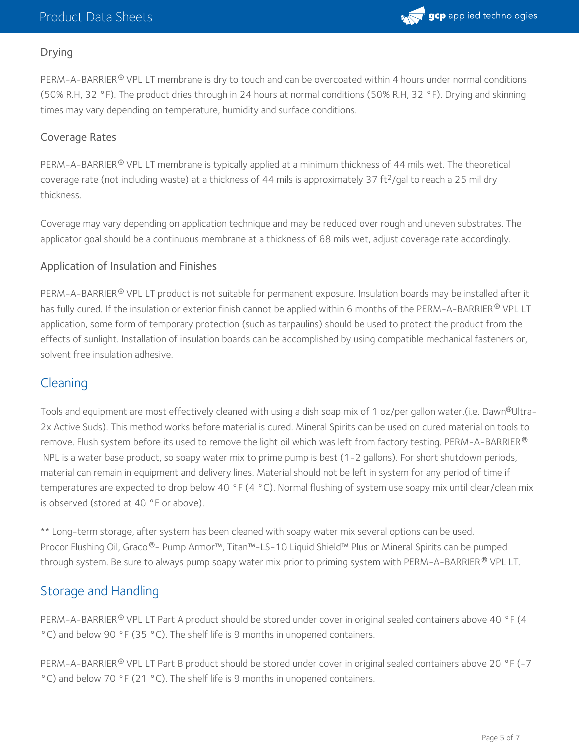### Drying

PERM-A-BARRIER® VPL LT membrane is dry to touch and can be overcoated within 4 hours under normal conditions (50% R.H, 32 °F). The product dries through in 24 hours at normal conditions (50% R.H, 32 °F). Drying and skinning times may vary depending on temperature, humidity and surface conditions.

### Coverage Rates

PERM-A-BARRIER® VPL LT membrane is typically applied at a minimum thickness of 44 mils wet. The theoretical coverage rate (not including waste) at a thickness of 44 mils is approximately 37 $ft^2$/gal to reach a 25 mil dry thickness.

Coverage may vary depending on application technique and may be reduced over rough and uneven substrates. The applicator goal should be a continuous membrane at a thickness of 68 mils wet, adjust coverage rate accordingly.

### Application of Insulation and Finishes

PERM-A-BARRIER® VPL LT product is not suitable for permanent exposure. Insulation boards may be installed after it has fully cured. If the insulation or exterior finish cannot be applied within 6 months of the PERM-A-BARRIER® VPL LT application, some form of temporary protection (such as tarpaulins) should be used to protect the product from the effects of sunlight. Installation of insulation boards can be accomplished by using compatible mechanical fasteners or, solvent free insulation adhesive.

## Cleaning

Tools and equipment are most effectively cleaned with using a dish soap mix of 1 oz/per gallon water.(i.e. Dawn®Ultra-2x Active Suds). This method works before material is cured. Mineral Spirits can be used on cured material on tools to remove. Flush system before its used to remove the light oil which was left from factory testing. PERM-A-BARRIER® NPL is a water base product, so soapy water mix to prime pump is best (1-2 gallons). For short shutdown periods, material can remain in equipment and delivery lines. Material should not be left in system for any period of time if temperatures are expected to drop below 40 °F (4 °C). Normal flushing of system use soapy mix until clear/clean mix is observed (stored at 40 °F or above).

** Long-term storage, after system has been cleaned with soapy water mix several options can be used. Procor Flushing Oil, Graco®- Pump Armor™, Titan™-LS-10 Liquid Shield™ Plus or Mineral Spirits can be pumped through system. Be sure to always pump soapy water mix prior to priming system with PERM-A-BARRIER® VPL LT.

## Storage and Handling

PERM-A-BARRIER® VPL LT Part A product should be stored under cover in original sealed containers above 40 °F (4 °C) and below 90 °F (35 °C). The shelf life is 9 months in unopened containers.

PERM-A-BARRIER® VPL LT Part B product should be stored under cover in original sealed containers above 20 °F (-7 °C) and below 70 °F (21 °C). The shelf life is 9 months in unopened containers.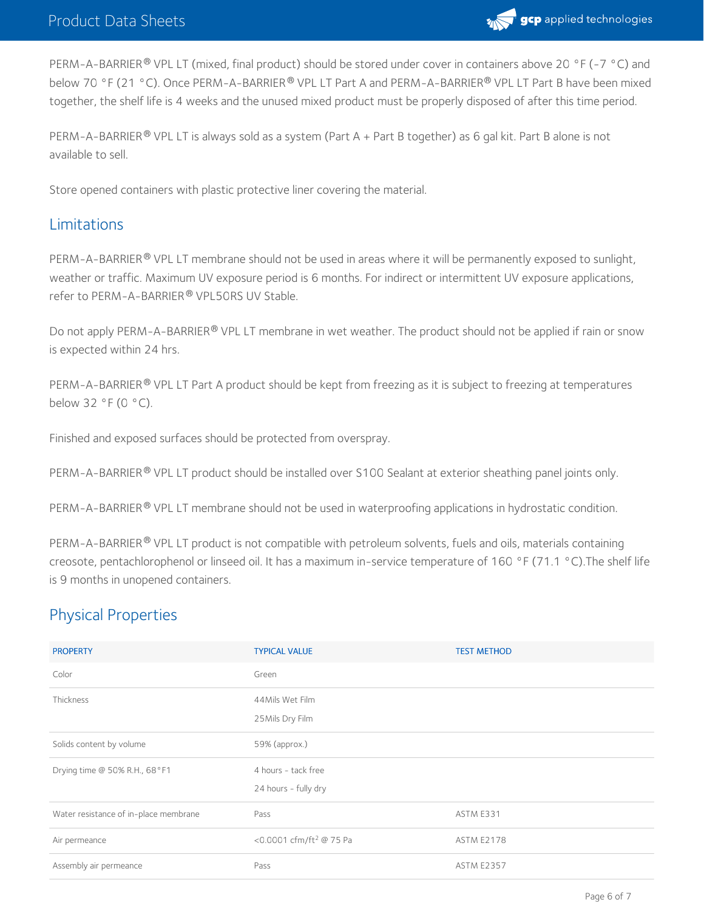PERM-A-BARRIER® VPL LT (mixed, final product) should be stored under cover in containers above 20 °F (-7 °C) and below 70 °F (21 °C). Once PERM-A-BARRIER® VPL LT Part A and PERM-A-BARRIER® VPL LT Part B have been mixed together, the shelf life is 4 weeks and the unused mixed product must be properly disposed of after this time period.

PERM-A-BARRIER® VPL LT is always sold as a system (Part A + Part B together) as 6 gal kit. Part B alone is not available to sell.

Store opened containers with plastic protective liner covering the material.

## Limitations

PERM-A-BARRIER® VPL LT membrane should not be used in areas where it will be permanently exposed to sunlight, weather or traffic. Maximum UV exposure period is 6 months. For indirect or intermittent UV exposure applications, refer to PERM-A-BARRIER® VPL50RS UV Stable.

Do not apply PERM-A-BARRIER® VPL LT membrane in wet weather. The product should not be applied if rain or snow is expected within 24 hrs.

PERM-A-BARRIER® VPL LT Part A product should be kept from freezing as it is subject to freezing at temperatures below 32 °F (0 °C).

Finished and exposed surfaces should be protected from overspray.

PERM-A-BARRIER® VPL LT product should be installed over S100 Sealant at exterior sheathing panel joints only.

PERM-A-BARRIER® VPL LT membrane should not be used in waterproofing applications in hydrostatic condition.

PERM-A-BARRIER® VPL LT product is not compatible with petroleum solvents, fuels and oils, materials containing creosote, pentachlorophenol or linseed oil. It has a maximum in-service temperature of 160 °F (71.1 °C).The shelf life is 9 months in unopened containers.

## Physical Properties

| PROPERTY | TYPICAL VALUE | TEST METHOD |
|---|---|---|
| Color | Green | |
| Thickness | 44Mils Wet Film<br>25Mils Dry Film | |
| Solids content by volume | 59% (approx.) | |
| Drying time @ 50% R.H., 68°F1 | 4 hours - tack free<br>24 hours - fully dry | |
| Water resistance of in-place membrane | Pass | ASTM E331 |
| Air permeance | <0.0001 cfm/ft² @ 75 Pa | ASTM E2178 |
| Assembly air permeance | Pass | ASTM E2357 |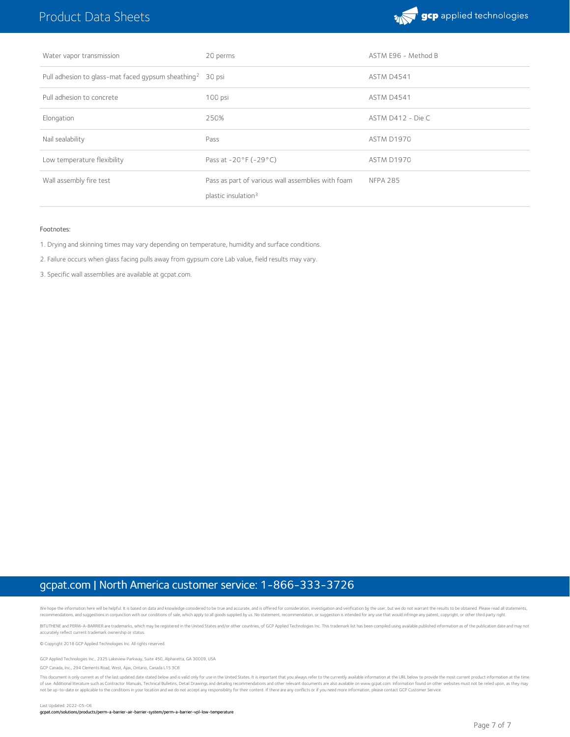| | | |
|---|---|---|
| Water vapor transmission | 20 perms | ASTM E96 - Method B |
| Pull adhesion to glass-mat faced gypsum sheathing[2] | 30 psi | ASTM D4541 |
| Pull adhesion to concrete | 100 psi | ASTM D4541 |
| Elongation | 250% | ASTM D412 - Die C |
| Nail sealability | Pass | ASTM D1970 |
| Low temperature flexibility | Pass at -20°F (-29°C) | ASTM D1970 |
| Wall assembly fire test | Pass as part of various wall assemblies with foam plastic insulation[3] | NFPA 285 |

Footnotes:

1. Drying and skinning times may vary depending on temperature, humidity and surface conditions.

2. Failure occurs when glass facing pulls away from gypsum core Lab value, field results may vary.

3. Specific wall assemblies are available at gcpat.com.

gcpat.com | North America customer service: 1-866-333-3726

We hope the information here will be helpful. It is based on data and knowledge considered to be true and accurate, and is offered for consideration, investigation and verification by the user, but we do not warrant the results to be obtained. Please read all statements, recommendations, and suggestions in conjunction with our conditions of sale, which apply to all goods supplied by us. No statement, recommendation, or suggestion is intended for any use that would infringe any patent, copyright, or other third party right.

BITUTHENE and PERM-A-BARRIER are trademarks, which may be registered in the United States and/or other countries, of GCP Applied Technologies Inc. This trademark list has been compiled using available published information as of the publication date and may not accurately reflect current trademark ownership or status.

© Copyright 2018 GCP Applied Technologies Inc. All rights reserved.

GCP Applied Technologies Inc., 2325 Lakeview Parkway, Suite 450, Alpharetta, GA 30009, USA

GCP Canada, Inc., 294 Clements Road, West, Ajax, Ontario, Canada L1S 3C6

This document is only current as of the last updated date stated below and is valid only for use in the United States. It is important that you always refer to the currently available information at the URL below to provide the most current product information at the time of use. Additional literature such as Contractor Manuals, Technical Bulletins, Detail Drawings and detailing recommendations and other relevant documents are also available on www.gcpat.com. Information found on other websites must not be relied upon, as they may not be up-to-date or applicable to the conditions in your location and we do not accept any responsibility for their content. If there are any conflicts or if you need more information, please contact GCP Customer Service.

Last Updated: 2022-05-06

gcpat.com/solutions/products/perm-a-barrier-air-barrier-system/perm-a-barrier-vpl-low-temperature